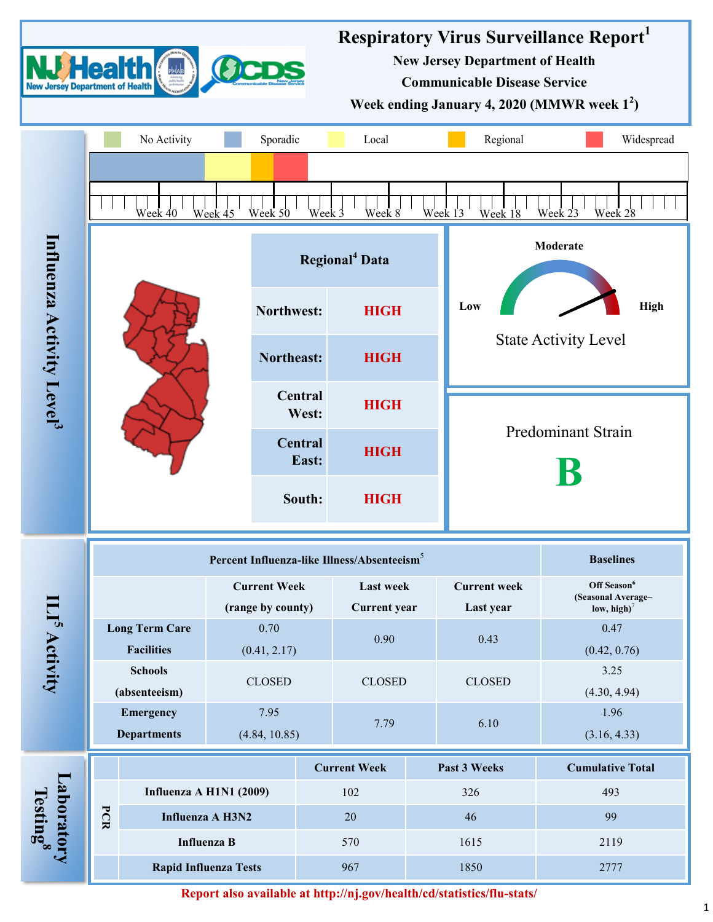# Respiratory Virus Surveillance Report[1]

**New Jersey Department of Health**

**Communicable Disease Service**

**Week ending January 4, 2020 (MMWR week 1[2])**

## Influenza Activity Level[3]

No Activity | Sporadic | Local | Regional | Widespread

Week 40 | Week 45 | Week 50 | Week 3 | Week 8 | Week 13 | Week 18 | Week 23 | Week 28

| Regional[4] Data | |
|---|---|
| Northwest: | HIGH |
| Northeast: | HIGH |
| Central West: | HIGH |
| Central East: | HIGH |
| South: | HIGH |

Low | Moderate | High

State Activity Level

Predominant Strain

**B**

## ILI[5] Activity

| | Percent Influenza-like Illness/Absenteeism[5] | | | Baselines |
|---|---|---|---|---|
| | Current Week (range by county) | Last week Current year | Current week Last year | Off Season[6] (Seasonal Average– low, high)[7] |
| Long Term Care Facilities | 0.70 (0.41, 2.17) | 0.90 | 0.43 | 0.47 (0.42, 0.76) |
| Schools (absenteeism) | CLOSED | CLOSED | CLOSED | 3.25 (4.30, 4.94) |
| Emergency Departments | 7.95 (4.84, 10.85) | 7.79 | 6.10 | 1.96 (3.16, 4.33) |

## Laboratory Testing[8]

| | | Current Week | Past 3 Weeks | Cumulative Total |
|---|---|---|---|---|
| PCR | Influenza A H1N1 (2009) | 102 | 326 | 493 |
| | Influenza A H3N2 | 20 | 46 | 99 |
| | Influenza B | 570 | 1615 | 2119 |
| | Rapid Influenza Tests | 967 | 1850 | 2777 |

**Report also available at http://nj.gov/health/cd/statistics/flu-stats/**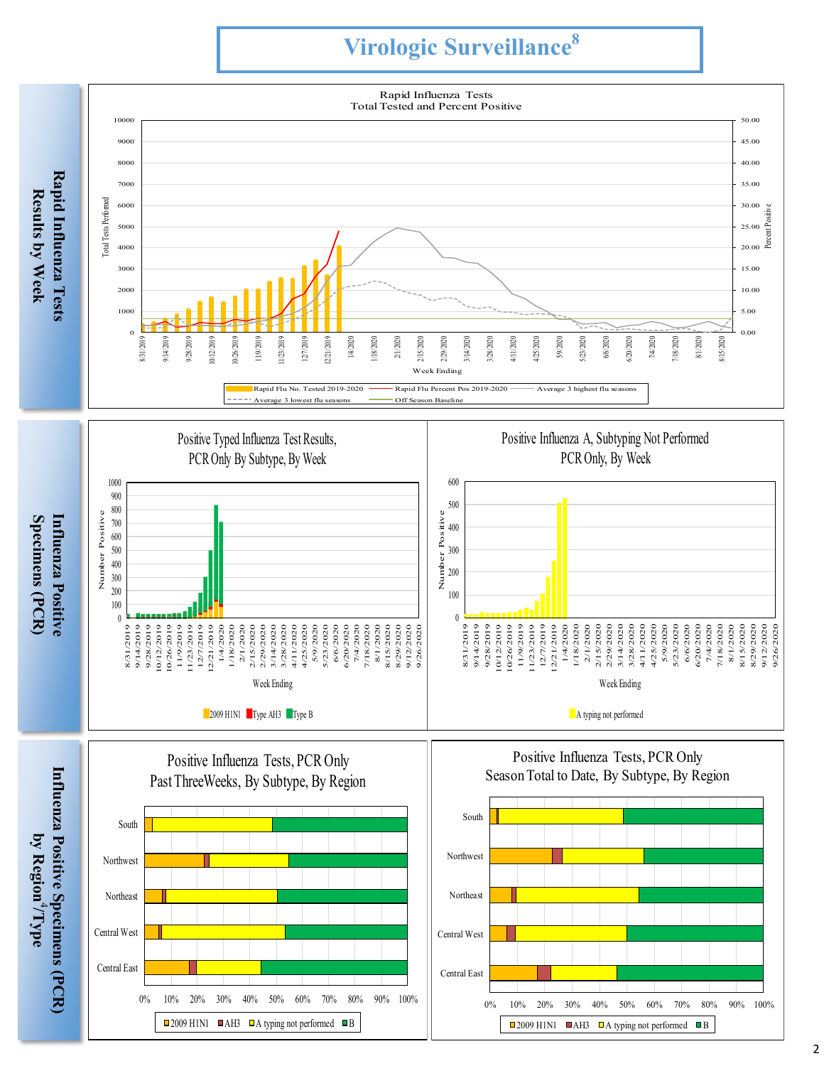# Virologic Surveillance[8]

## Rapid Influenza Tests Results by Week

**Rapid Influenza Tests**
**Total Tested and Percent Positive**

Total Tests Performed (left axis: 0–10000); Percent Positive (right axis: 0.00–50.00)

Week Ending: 8/31/2019 – 8/15/2020

Legend: Rapid Flu No. Tested 2019-2020; Rapid Flu Percent Pos 2019-2020; Average 3 highest flu seasons; Average 3 lowest flu seasons; Off Season Baseline

## Influenza Positive Specimens (PCR)

**Positive Typed Influenza Test Results, PCR Only By Subtype, By Week**

Number Positive (0–1000); Week Ending: 8/31/2019 – 9/26/2020

Legend: 2009 H1N1; Type AH3; Type B

**Positive Influenza A, Subtyping Not Performed PCR Only, By Week**

Number Positive (0–600); Week Ending: 8/31/2019 – 9/26/2020

Legend: A typing not performed

## Influenza Positive Specimens (PCR) by Region[4]/Type

**Positive Influenza Tests, PCR Only Past Three Weeks, By Subtype, By Region**

Regions: South; Northwest; Northeast; Central West; Central East (0%–100%)

Legend: 2009 H1N1; AH3; A typing not performed; B

**Positive Influenza Tests, PCR Only Season Total to Date, By Subtype, By Region**

Regions: South; Northwest; Northeast; Central West; Central East (0%–100%)

Legend: 2009 H1N1; AH3; A typing not performed; B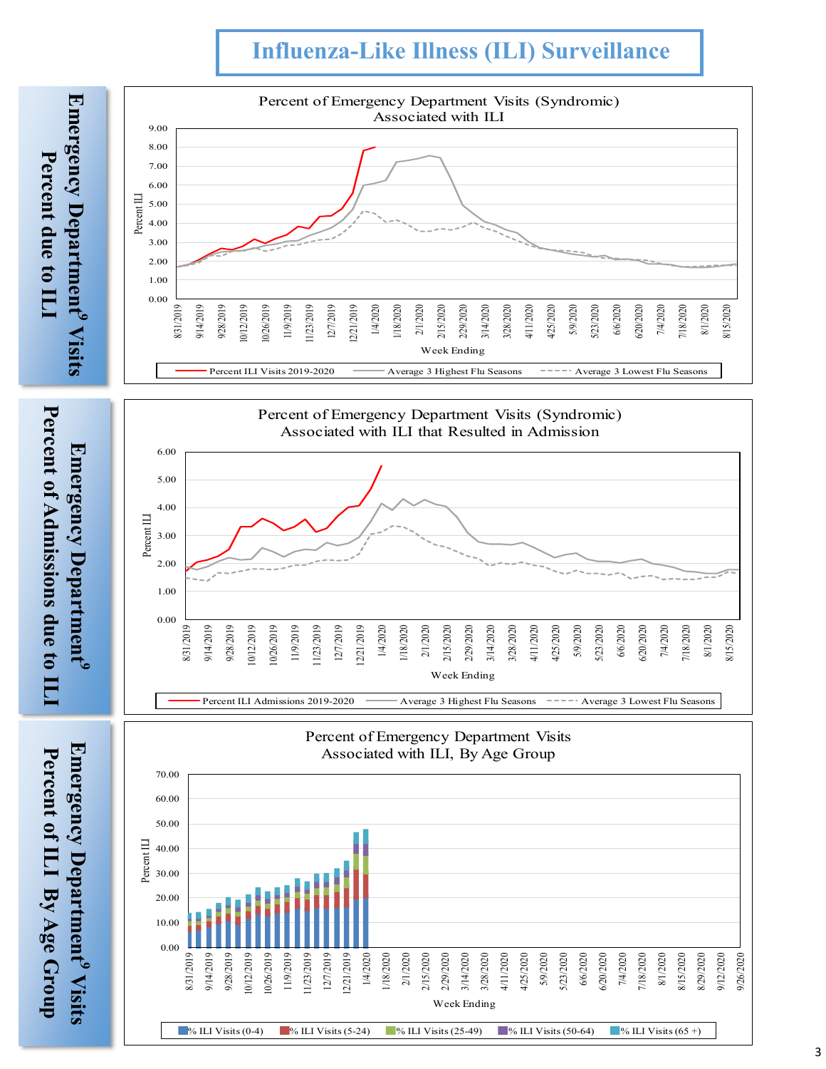# Influenza-Like Illness (ILI) Surveillance

## Emergency Department[9] Visits Percent due to ILI

**Percent of Emergency Department Visits (Syndromic) Associated with ILI**

Percent ILI

Week Ending

Percent ILI Visits 2019-2020 — Average 3 Highest Flu Seasons — Average 3 Lowest Flu Seasons

## Emergency Department[9] Percent of Admissions due to ILI

**Percent of Emergency Department Visits (Syndromic) Associated with ILI that Resulted in Admission**

Percent ILI

Week Ending

Percent ILI Admissions 2019-2020 — Average 3 Highest Flu Seasons — Average 3 Lowest Flu Seasons

## Emergency Department[9] Visits Percent of ILI By Age Group

**Percent of Emergency Department Visits Associated with ILI, By Age Group**

Percent ILI

Week Ending

% ILI Visits (0-4) — % ILI Visits (5-24) — % ILI Visits (25-49) — % ILI Visits (50-64) — % ILI Visits (65 +)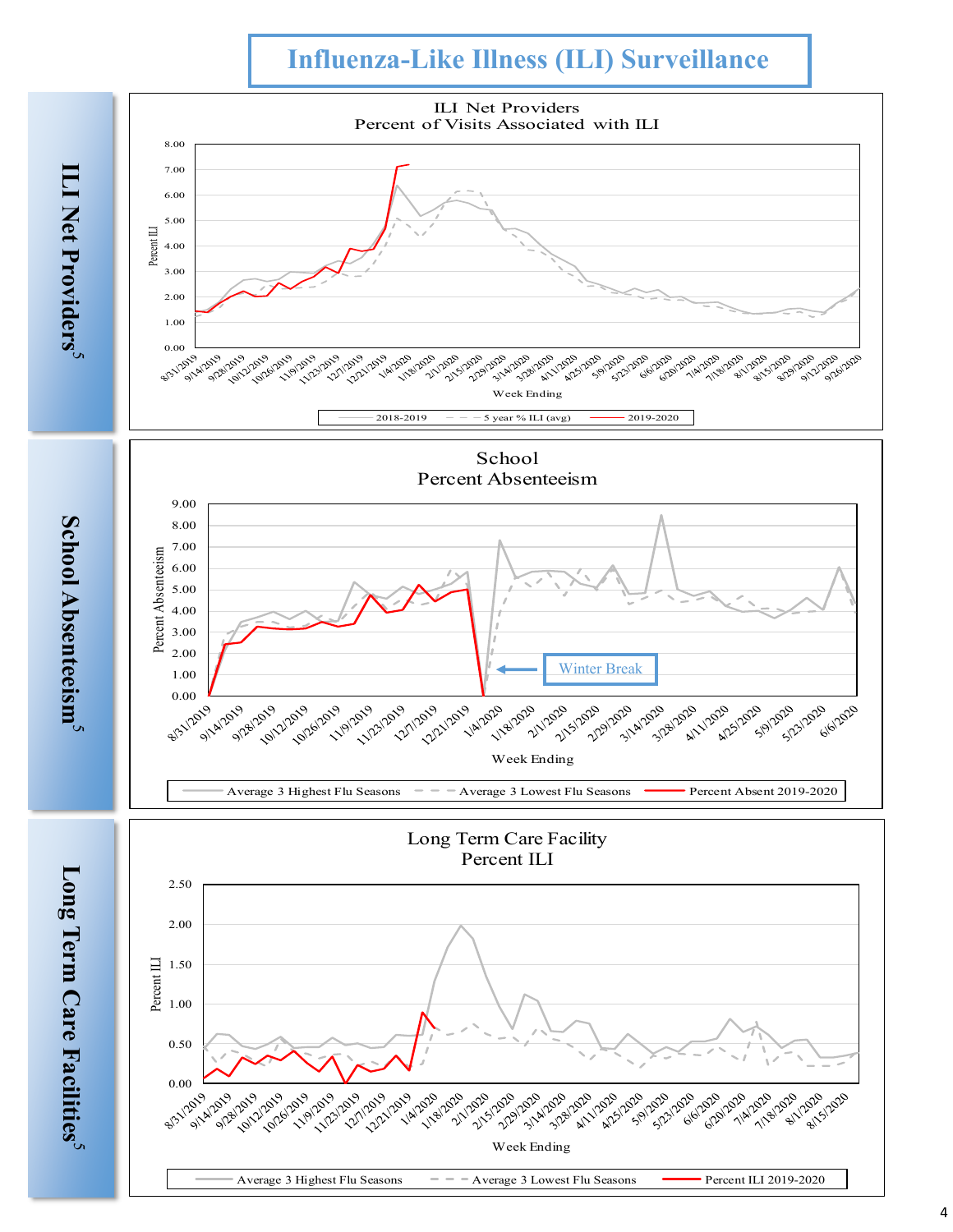# Influenza-Like Illness (ILI) Surveillance

## ILI Net Providers[5]

**ILI Net Providers**
**Percent of Visits Associated with ILI**

Percent ILI

Week Ending

Legend: 2018-2019 | 5 year % ILI (avg) | 2019-2020

## School Absenteeism[5]

**School**
**Percent Absenteeism**

Percent Absenteeism

Winter Break

Week Ending

Legend: Average 3 Highest Flu Seasons | Average 3 Lowest Flu Seasons | Percent Absent 2019-2020

## Long Term Care Facilities[5]

**Long Term Care Facility**
**Percent ILI**

Percent ILI

Week Ending

Legend: Average 3 Highest Flu Seasons | Average 3 Lowest Flu Seasons | Percent ILI 2019-2020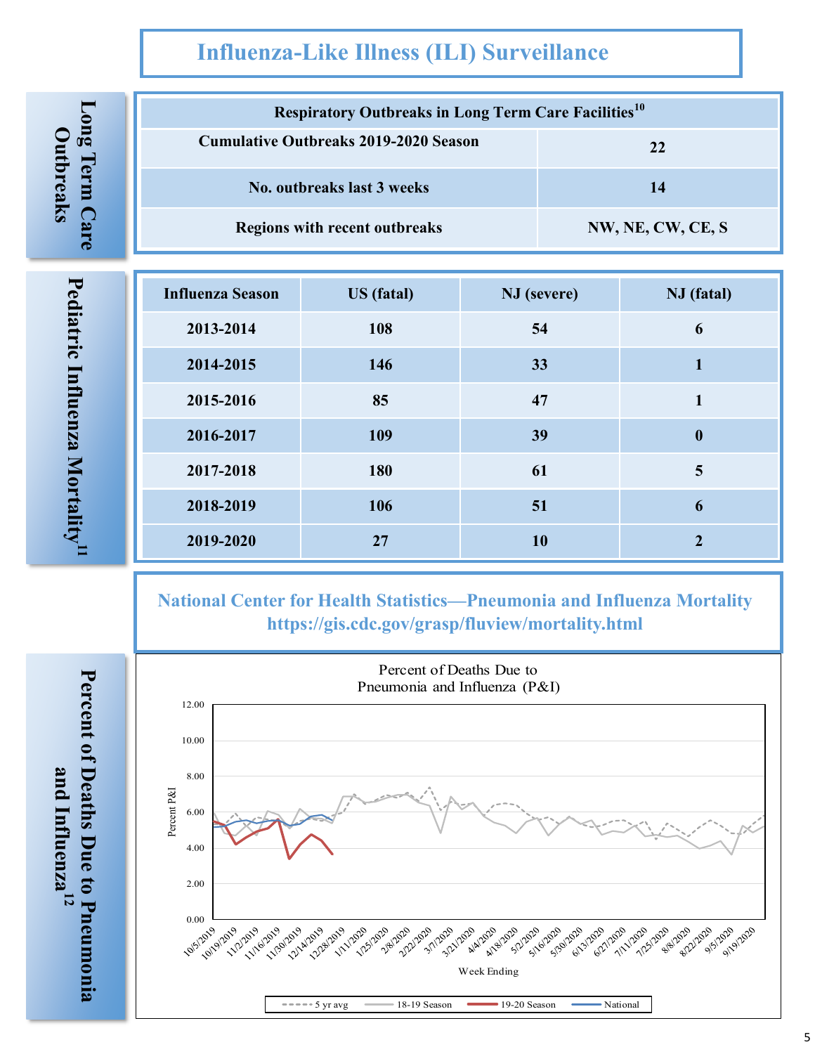# Influenza-Like Illness (ILI) Surveillance

## Long Term Care Outbreaks

| Respiratory Outbreaks in Long Term Care Facilities[10] | |
|---|---|
| Cumulative Outbreaks 2019-2020 Season | 22 |
| No. outbreaks last 3 weeks | 14 |
| Regions with recent outbreaks | NW, NE, CW, CE, S |

## Pediatric Influenza Mortality[11]

| Influenza Season | US (fatal) | NJ (severe) | NJ (fatal) |
|---|---|---|---|
| 2013-2014 | 108 | 54 | 6 |
| 2014-2015 | 146 | 33 | 1 |
| 2015-2016 | 85 | 47 | 1 |
| 2016-2017 | 109 | 39 | 0 |
| 2017-2018 | 180 | 61 | 5 |
| 2018-2019 | 106 | 51 | 6 |
| 2019-2020 | 27 | 10 | 2 |

**National Center for Health Statistics—Pneumonia and Influenza Mortality**
**https://gis.cdc.gov/grasp/fluview/mortality.html**

## Percent of Deaths Due to Pneumonia and Influenza[12]

Percent of Deaths Due to Pneumonia and Influenza (P&I)

Percent P&I (0.00–12.00) by Week Ending (10/5/2019 – 9/19/2020)

Legend: 5 yr avg, 18-19 Season, 19-20 Season, National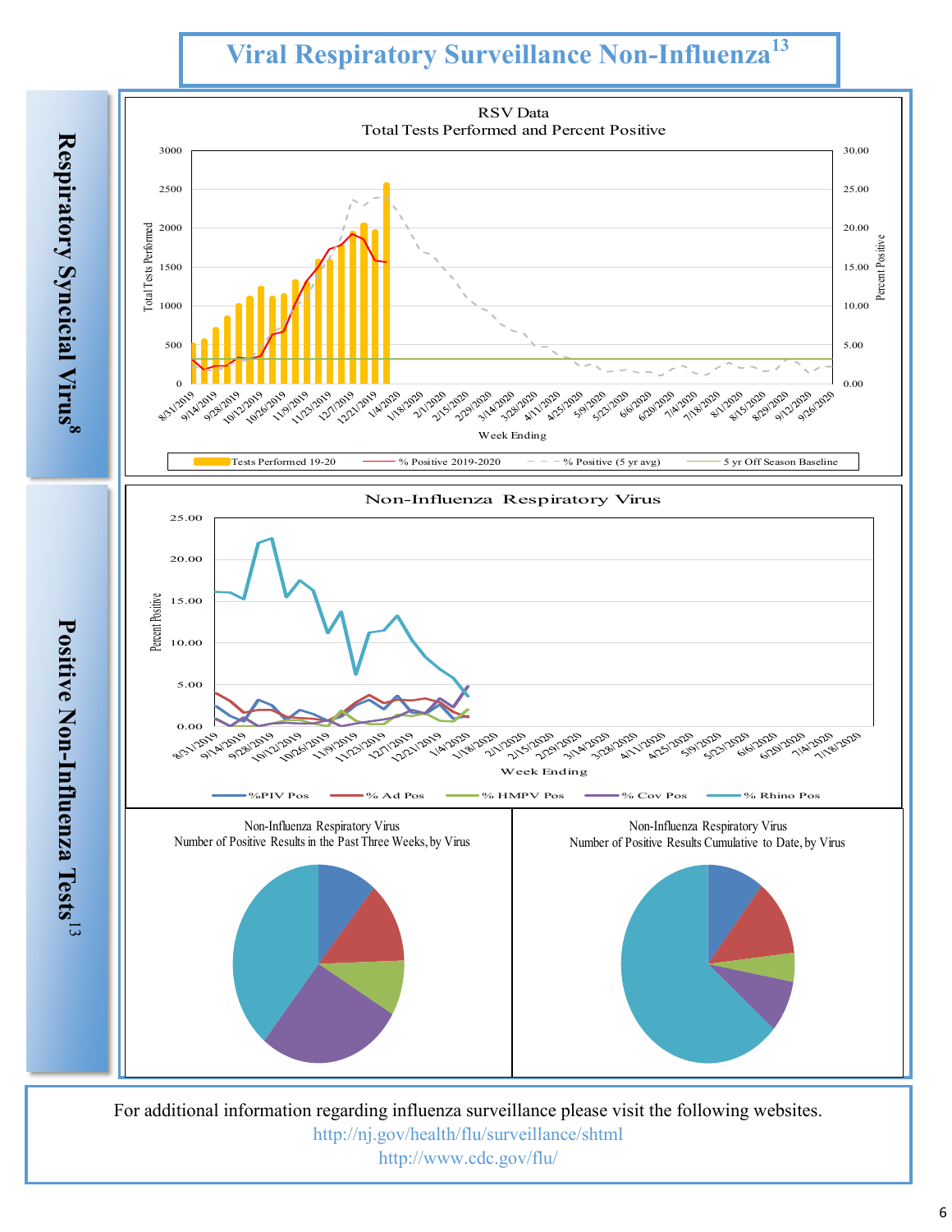# Viral Respiratory Surveillance Non-Influenza[13]

## Respiratory Syncicial Virus[8]

RSV Data
Total Tests Performed and Percent Positive

Tests Performed 19-20 — % Positive 2019-2020 — % Positive (5 yr avg) — 5 yr Off Season Baseline

## Positive Non-Influenza Tests[13]

Non-Influenza Respiratory Virus

%PIV Pos — % Ad Pos — % HMPV Pos — % Cov Pos — % Rhino Pos

Non-Influenza Respiratory Virus
Number of Positive Results in the Past Three Weeks, by Virus

Non-Influenza Respiratory Virus
Number of Positive Results Cumulative to Date, by Virus

For additional information regarding influenza surveillance please visit the following websites.

http://nj.gov/health/flu/surveillance/shtml

http://www.cdc.gov/flu/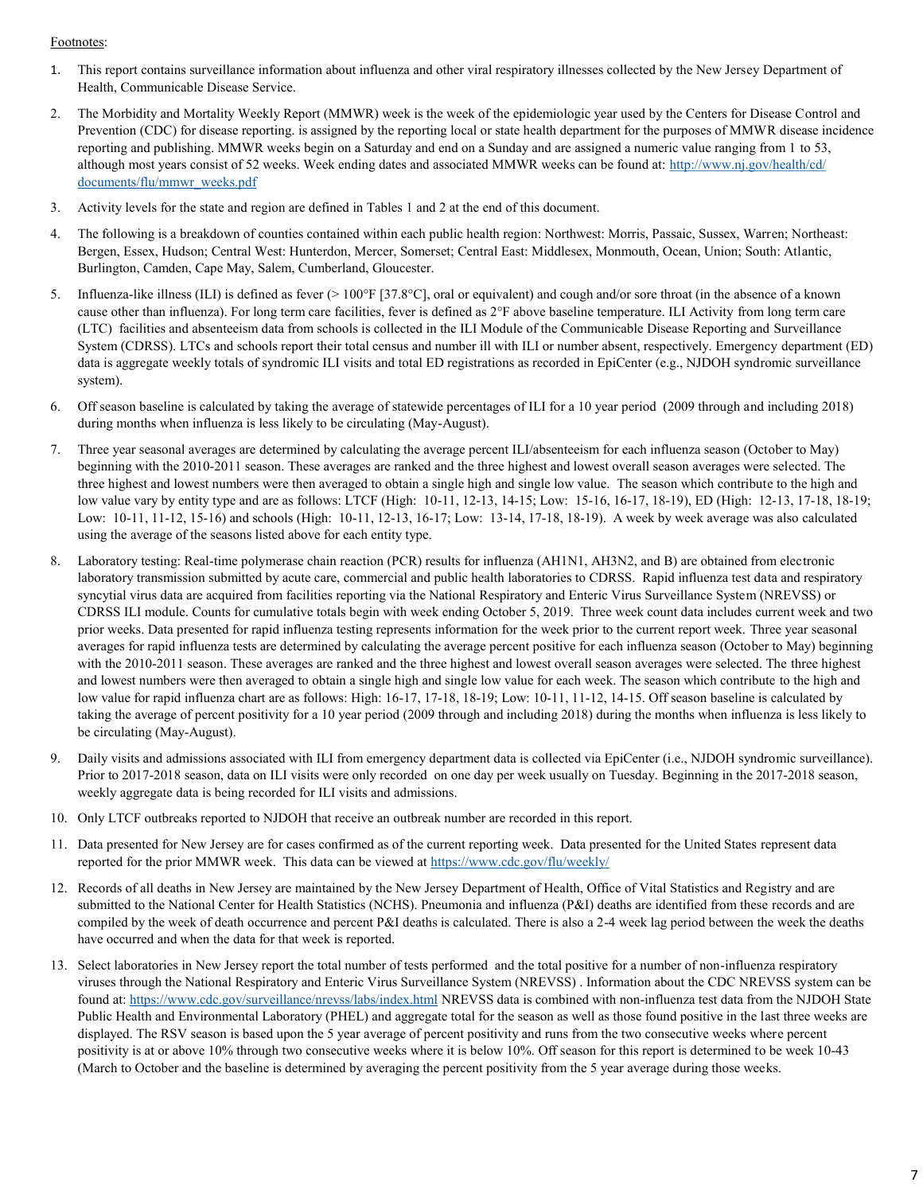Footnotes:

1. This report contains surveillance information about influenza and other viral respiratory illnesses collected by the New Jersey Department of Health, Communicable Disease Service.
2. The Morbidity and Mortality Weekly Report (MMWR) week is the week of the epidemiologic year used by the Centers for Disease Control and Prevention (CDC) for disease reporting. is assigned by the reporting local or state health department for the purposes of MMWR disease incidence reporting and publishing. MMWR weeks begin on a Saturday and end on a Sunday and are assigned a numeric value ranging from 1 to 53, although most years consist of 52 weeks. Week ending dates and associated MMWR weeks can be found at: [http://www.nj.gov/health/cd/documents/flu/mmwr_weeks.pdf](http://www.nj.gov/health/cd/documents/flu/mmwr_weeks.pdf)
3. Activity levels for the state and region are defined in Tables 1 and 2 at the end of this document.
4. The following is a breakdown of counties contained within each public health region: Northwest: Morris, Passaic, Sussex, Warren; Northeast: Bergen, Essex, Hudson; Central West: Hunterdon, Mercer, Somerset; Central East: Middlesex, Monmouth, Ocean, Union; South: Atlantic, Burlington, Camden, Cape May, Salem, Cumberland, Gloucester.
5. Influenza-like illness (ILI) is defined as fever (> 100°F [37.8°C], oral or equivalent) and cough and/or sore throat (in the absence of a known cause other than influenza). For long term care facilities, fever is defined as 2°F above baseline temperature. ILI Activity from long term care (LTC) facilities and absenteeism data from schools is collected in the ILI Module of the Communicable Disease Reporting and Surveillance System (CDRSS). LTCs and schools report their total census and number ill with ILI or number absent, respectively. Emergency department (ED) data is aggregate weekly totals of syndromic ILI visits and total ED registrations as recorded in EpiCenter (e.g., NJDOH syndromic surveillance system).
6. Off season baseline is calculated by taking the average of statewide percentages of ILI for a 10 year period (2009 through and including 2018) during months when influenza is less likely to be circulating (May-August).
7. Three year seasonal averages are determined by calculating the average percent ILI/absenteeism for each influenza season (October to May) beginning with the 2010-2011 season. These averages are ranked and the three highest and lowest overall season averages were selected. The three highest and lowest numbers were then averaged to obtain a single high and single low value. The season which contribute to the high and low value vary by entity type and are as follows: LTCF (High: 10-11, 12-13, 14-15; Low: 15-16, 16-17, 18-19), ED (High: 12-13, 17-18, 18-19; Low: 10-11, 11-12, 15-16) and schools (High: 10-11, 12-13, 16-17; Low: 13-14, 17-18, 18-19). A week by week average was also calculated using the average of the seasons listed above for each entity type.
8. Laboratory testing: Real-time polymerase chain reaction (PCR) results for influenza (AH1N1, AH3N2, and B) are obtained from electronic laboratory transmission submitted by acute care, commercial and public health laboratories to CDRSS. Rapid influenza test data and respiratory syncytial virus data are acquired from facilities reporting via the National Respiratory and Enteric Virus Surveillance System (NREVSS) or CDRSS ILI module. Counts for cumulative totals begin with week ending October 5, 2019. Three week count data includes current week and two prior weeks. Data presented for rapid influenza testing represents information for the week prior to the current report week. Three year seasonal averages for rapid influenza tests are determined by calculating the average percent positive for each influenza season (October to May) beginning with the 2010-2011 season. These averages are ranked and the three highest and lowest overall season averages were selected. The three highest and lowest numbers were then averaged to obtain a single high and single low value for each week. The season which contribute to the high and low value for rapid influenza chart are as follows: High: 16-17, 17-18, 18-19; Low: 10-11, 11-12, 14-15. Off season baseline is calculated by taking the average of percent positivity for a 10 year period (2009 through and including 2018) during the months when influenza is less likely to be circulating (May-August).
9. Daily visits and admissions associated with ILI from emergency department data is collected via EpiCenter (i.e., NJDOH syndromic surveillance). Prior to 2017-2018 season, data on ILI visits were only recorded on one day per week usually on Tuesday. Beginning in the 2017-2018 season, weekly aggregate data is being recorded for ILI visits and admissions.
10. Only LTCF outbreaks reported to NJDOH that receive an outbreak number are recorded in this report.
11. Data presented for New Jersey are for cases confirmed as of the current reporting week. Data presented for the United States represent data reported for the prior MMWR week. This data can be viewed at [https://www.cdc.gov/flu/weekly/](https://www.cdc.gov/flu/weekly/)
12. Records of all deaths in New Jersey are maintained by the New Jersey Department of Health, Office of Vital Statistics and Registry and are submitted to the National Center for Health Statistics (NCHS). Pneumonia and influenza (P&I) deaths are identified from these records and are compiled by the week of death occurrence and percent P&I deaths is calculated. There is also a 2-4 week lag period between the week the deaths have occurred and when the data for that week is reported.
13. Select laboratories in New Jersey report the total number of tests performed and the total positive for a number of non-influenza respiratory viruses through the National Respiratory and Enteric Virus Surveillance System (NREVSS) . Information about the CDC NREVSS system can be found at: [https://www.cdc.gov/surveillance/nrevss/labs/index.html](https://www.cdc.gov/surveillance/nrevss/labs/index.html) NREVSS data is combined with non-influenza test data from the NJDOH State Public Health and Environmental Laboratory (PHEL) and aggregate total for the season as well as those found positive in the last three weeks are displayed. The RSV season is based upon the 5 year average of percent positivity and runs from the two consecutive weeks where percent positivity is at or above 10% through two consecutive weeks where it is below 10%. Off season for this report is determined to be week 10-43 (March to October and the baseline is determined by averaging the percent positivity from the 5 year average during those weeks.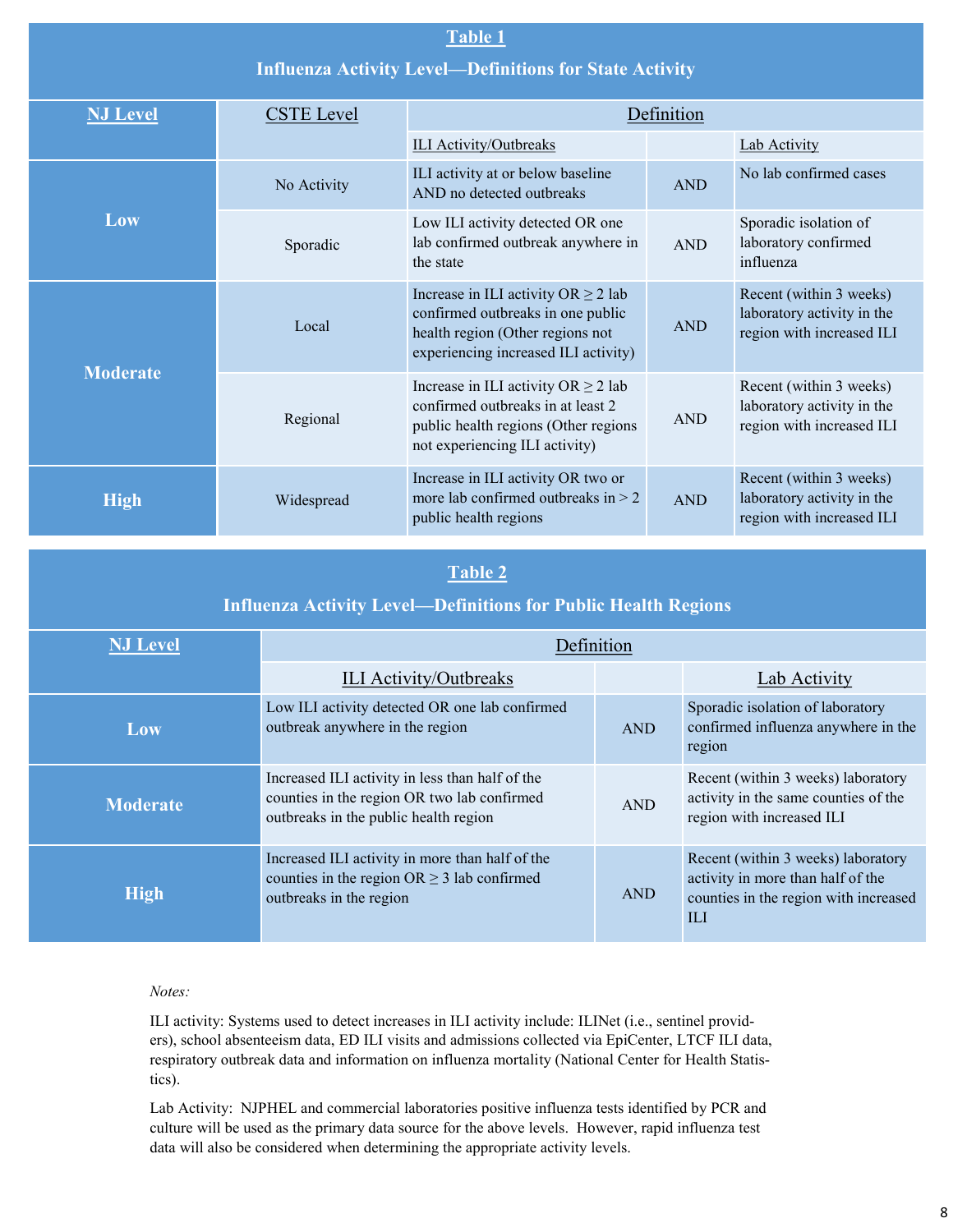**Table 1**

**Influenza Activity Level—Definitions for State Activity**

| NJ Level | CSTE Level | Definition | | |
|---|---|---|---|---|
| | | ILI Activity/Outbreaks | | Lab Activity |
| **Low** | No Activity | ILI activity at or below baseline AND no detected outbreaks | AND | No lab confirmed cases |
| | Sporadic | Low ILI activity detected OR one lab confirmed outbreak anywhere in the state | AND | Sporadic isolation of laboratory confirmed influenza |
| **Moderate** | Local | Increase in ILI activity OR ≥ 2 lab confirmed outbreaks in one public health region (Other regions not experiencing increased ILI activity) | AND | Recent (within 3 weeks) laboratory activity in the region with increased ILI |
| | Regional | Increase in ILI activity OR ≥ 2 lab confirmed outbreaks in at least 2 public health regions (Other regions not experiencing ILI activity) | AND | Recent (within 3 weeks) laboratory activity in the region with increased ILI |
| **High** | Widespread | Increase in ILI activity OR two or more lab confirmed outbreaks in > 2 public health regions | AND | Recent (within 3 weeks) laboratory activity in the region with increased ILI |

**Table 2**

**Influenza Activity Level—Definitions for Public Health Regions**

| NJ Level | Definition | | |
|---|---|---|---|
| | ILI Activity/Outbreaks | | Lab Activity |
| **Low** | Low ILI activity detected OR one lab confirmed outbreak anywhere in the region | AND | Sporadic isolation of laboratory confirmed influenza anywhere in the region |
| **Moderate** | Increased ILI activity in less than half of the counties in the region OR two lab confirmed outbreaks in the public health region | AND | Recent (within 3 weeks) laboratory activity in the same counties of the region with increased ILI |
| **High** | Increased ILI activity in more than half of the counties in the region OR ≥ 3 lab confirmed outbreaks in the region | AND | Recent (within 3 weeks) laboratory activity in more than half of the counties in the region with increased ILI |

*Notes:*

ILI activity: Systems used to detect increases in ILI activity include: ILINet (i.e., sentinel providers), school absenteeism data, ED ILI visits and admissions collected via EpiCenter, LTCF ILI data, respiratory outbreak data and information on influenza mortality (National Center for Health Statistics).

Lab Activity: NJPHEL and commercial laboratories positive influenza tests identified by PCR and culture will be used as the primary data source for the above levels. However, rapid influenza test data will also be considered when determining the appropriate activity levels.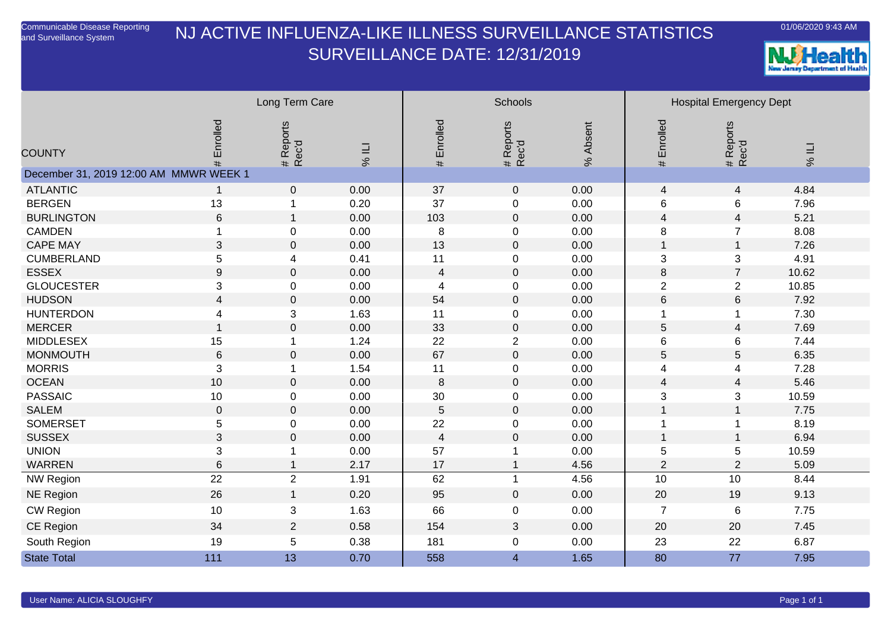Communicable Disease Reporting and Surveillance System

01/06/2020 9:43 AM

# NJ ACTIVE INFLUENZA-LIKE ILLNESS SURVEILLANCE STATISTICS
## SURVEILLANCE DATE: 12/31/2019

| COUNTY | Long Term Care | | | Schools | | | Hospital Emergency Dept | | |
|---|---|---|---|---|---|---|---|---|---|
| | # Enrolled | # Reports Rec'd | % ILI | # Enrolled | # Reports Rec'd | % Absent | # Enrolled | # Reports Rec'd | % ILI |
| December 31, 2019 12:00 AM MMWR WEEK 1 | | | | | | | | | |
| ATLANTIC | 1 | 0 | 0.00 | 37 | 0 | 0.00 | 4 | 4 | 4.84 |
| BERGEN | 13 | 1 | 0.20 | 37 | 0 | 0.00 | 6 | 6 | 7.96 |
| BURLINGTON | 6 | 1 | 0.00 | 103 | 0 | 0.00 | 4 | 4 | 5.21 |
| CAMDEN | 1 | 0 | 0.00 | 8 | 0 | 0.00 | 8 | 7 | 8.08 |
| CAPE MAY | 3 | 0 | 0.00 | 13 | 0 | 0.00 | 1 | 1 | 7.26 |
| CUMBERLAND | 5 | 4 | 0.41 | 11 | 0 | 0.00 | 3 | 3 | 4.91 |
| ESSEX | 9 | 0 | 0.00 | 4 | 0 | 0.00 | 8 | 7 | 10.62 |
| GLOUCESTER | 3 | 0 | 0.00 | 4 | 0 | 0.00 | 2 | 2 | 10.85 |
| HUDSON | 4 | 0 | 0.00 | 54 | 0 | 0.00 | 6 | 6 | 7.92 |
| HUNTERDON | 4 | 3 | 1.63 | 11 | 0 | 0.00 | 1 | 1 | 7.30 |
| MERCER | 1 | 0 | 0.00 | 33 | 0 | 0.00 | 5 | 4 | 7.69 |
| MIDDLESEX | 15 | 1 | 1.24 | 22 | 2 | 0.00 | 6 | 6 | 7.44 |
| MONMOUTH | 6 | 0 | 0.00 | 67 | 0 | 0.00 | 5 | 5 | 6.35 |
| MORRIS | 3 | 1 | 1.54 | 11 | 0 | 0.00 | 4 | 4 | 7.28 |
| OCEAN | 10 | 0 | 0.00 | 8 | 0 | 0.00 | 4 | 4 | 5.46 |
| PASSAIC | 10 | 0 | 0.00 | 30 | 0 | 0.00 | 3 | 3 | 10.59 |
| SALEM | 0 | 0 | 0.00 | 5 | 0 | 0.00 | 1 | 1 | 7.75 |
| SOMERSET | 5 | 0 | 0.00 | 22 | 0 | 0.00 | 1 | 1 | 8.19 |
| SUSSEX | 3 | 0 | 0.00 | 4 | 0 | 0.00 | 1 | 1 | 6.94 |
| UNION | 3 | 1 | 0.00 | 57 | 1 | 0.00 | 5 | 5 | 10.59 |
| WARREN | 6 | 1 | 2.17 | 17 | 1 | 4.56 | 2 | 2 | 5.09 |
| NW Region | 22 | 2 | 1.91 | 62 | 1 | 4.56 | 10 | 10 | 8.44 |
| NE Region | 26 | 1 | 0.20 | 95 | 0 | 0.00 | 20 | 19 | 9.13 |
| CW Region | 10 | 3 | 1.63 | 66 | 0 | 0.00 | 7 | 6 | 7.75 |
| CE Region | 34 | 2 | 0.58 | 154 | 3 | 0.00 | 20 | 20 | 7.45 |
| South Region | 19 | 5 | 0.38 | 181 | 0 | 0.00 | 23 | 22 | 6.87 |
| State Total | 111 | 13 | 0.70 | 558 | 4 | 1.65 | 80 | 77 | 7.95 |

User Name: ALICIA SLOUGHFY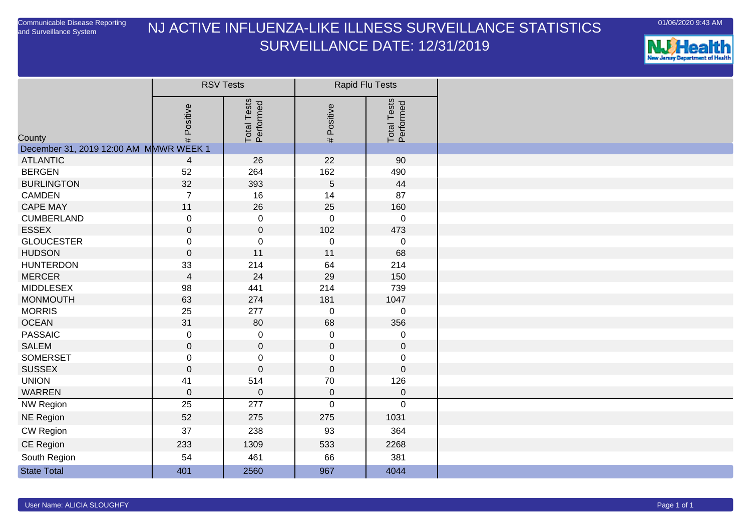Communicable Disease Reporting and Surveillance System

# NJ ACTIVE INFLUENZA-LIKE ILLNESS SURVEILLANCE STATISTICS
## SURVEILLANCE DATE: 12/31/2019

01/06/2020 9:43 AM

NJ Health — New Jersey Department of Health

| | RSV Tests | | Rapid Flu Tests | |
|---|---|---|---|---|
| County | # Positive | Total Tests Performed | # Positive | Total Tests Performed |
| December 31, 2019 12:00 AM MMWR WEEK 1 | | | | |
| ATLANTIC | 4 | 26 | 22 | 90 |
| BERGEN | 52 | 264 | 162 | 490 |
| BURLINGTON | 32 | 393 | 5 | 44 |
| CAMDEN | 7 | 16 | 14 | 87 |
| CAPE MAY | 11 | 26 | 25 | 160 |
| CUMBERLAND | 0 | 0 | 0 | 0 |
| ESSEX | 0 | 0 | 102 | 473 |
| GLOUCESTER | 0 | 0 | 0 | 0 |
| HUDSON | 0 | 11 | 11 | 68 |
| HUNTERDON | 33 | 214 | 64 | 214 |
| MERCER | 4 | 24 | 29 | 150 |
| MIDDLESEX | 98 | 441 | 214 | 739 |
| MONMOUTH | 63 | 274 | 181 | 1047 |
| MORRIS | 25 | 277 | 0 | 0 |
| OCEAN | 31 | 80 | 68 | 356 |
| PASSAIC | 0 | 0 | 0 | 0 |
| SALEM | 0 | 0 | 0 | 0 |
| SOMERSET | 0 | 0 | 0 | 0 |
| SUSSEX | 0 | 0 | 0 | 0 |
| UNION | 41 | 514 | 70 | 126 |
| WARREN | 0 | 0 | 0 | 0 |
| NW Region | 25 | 277 | 0 | 0 |
| NE Region | 52 | 275 | 275 | 1031 |
| CW Region | 37 | 238 | 93 | 364 |
| CE Region | 233 | 1309 | 533 | 2268 |
| South Region | 54 | 461 | 66 | 381 |
| State Total | 401 | 2560 | 967 | 4044 |

User Name: ALICIA SLOUGHFY